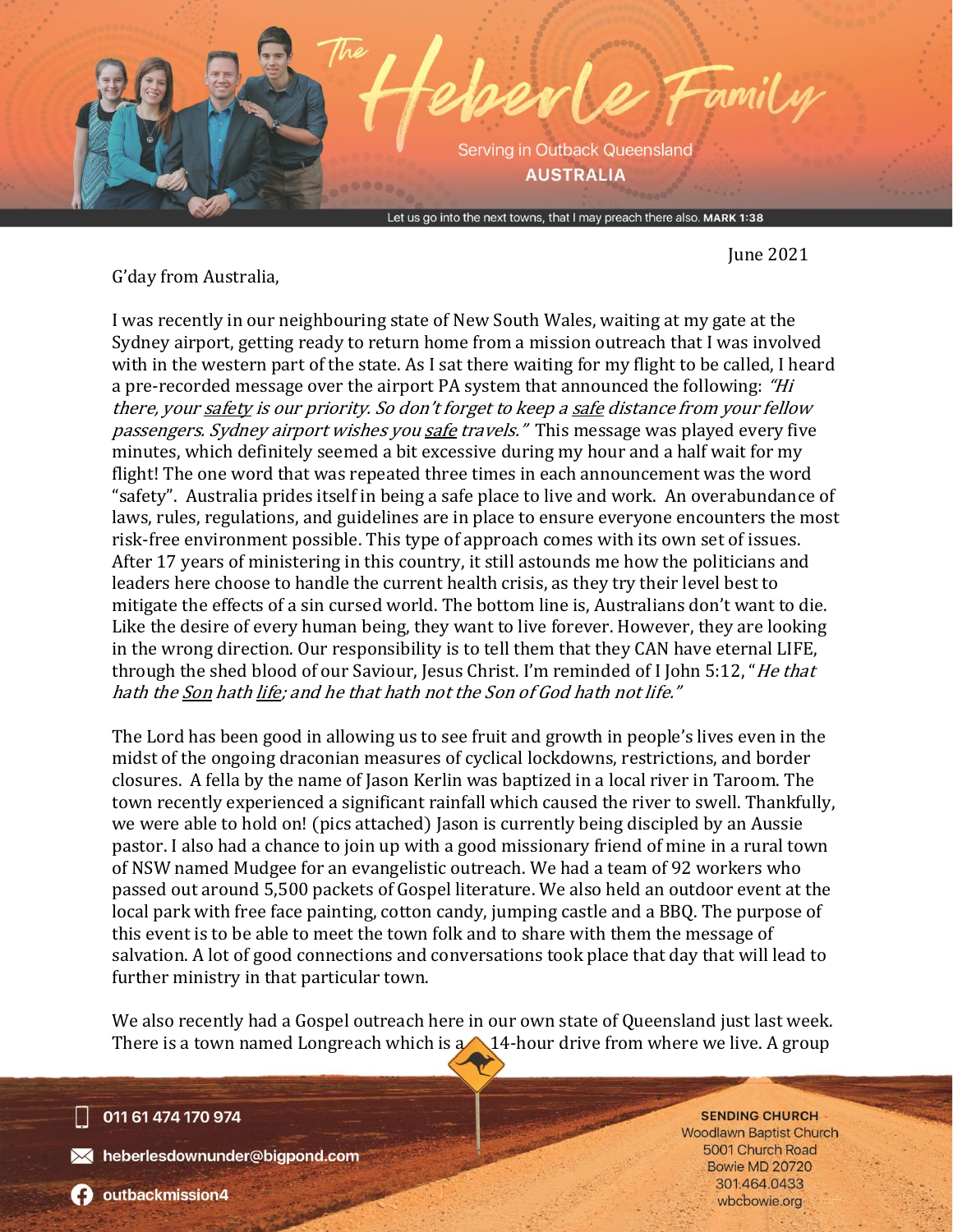# The Heberle Family

Serving in Outback Queensland

**AUSTRALIA**

Let us go into the next towns, that I may preach there also. **MARK 1:38**

June 2021

G'day from Australia,

I was recently in our neighbouring state of New South Wales, waiting at my gate at the Sydney airport, getting ready to return home from a mission outreach that I was involved with in the western part of the state. As I sat there waiting for my flight to be called, I heard a pre-recorded message over the airport PA system that announced the following: *"Hi there, your safety is our priority. So don't forget to keep a safe distance from your fellow passengers. Sydney airport wishes you safe travels."* This message was played every five minutes, which definitely seemed a bit excessive during my hour and a half wait for my flight! The one word that was repeated three times in each announcement was the word "safety". Australia prides itself in being a safe place to live and work. An overabundance of laws, rules, regulations, and guidelines are in place to ensure everyone encounters the most risk-free environment possible. This type of approach comes with its own set of issues. After 17 years of ministering in this country, it still astounds me how the politicians and leaders here choose to handle the current health crisis, as they try their level best to mitigate the effects of a sin cursed world. The bottom line is, Australians don't want to die. Like the desire of every human being, they want to live forever. However, they are looking in the wrong direction. Our responsibility is to tell them that they CAN have eternal LIFE, through the shed blood of our Saviour, Jesus Christ. I'm reminded of I John 5:12, "*He that hath the Son hath life; and he that hath not the Son of God hath not life."*

The Lord has been good in allowing us to see fruit and growth in people's lives even in the midst of the ongoing draconian measures of cyclical lockdowns, restrictions, and border closures. A fella by the name of Jason Kerlin was baptized in a local river in Taroom. The town recently experienced a significant rainfall which caused the river to swell. Thankfully, we were able to hold on! (pics attached) Jason is currently being discipled by an Aussie pastor. I also had a chance to join up with a good missionary friend of mine in a rural town of NSW named Mudgee for an evangelistic outreach. We had a team of 92 workers who passed out around 5,500 packets of Gospel literature. We also held an outdoor event at the local park with free face painting, cotton candy, jumping castle and a BBQ. The purpose of this event is to be able to meet the town folk and to share with them the message of salvation. A lot of good connections and conversations took place that day that will lead to further ministry in that particular town.

We also recently had a Gospel outreach here in our own state of Queensland just last week. There is a town named Longreach which is a 14-hour drive from where we live. A group

011 61 474 170 974

heberlesdownunder@bigpond.com

outbackmission4

**SENDING CHURCH**
Woodlawn Baptist Church
5001 Church Road
Bowie MD 20720
301.464.0433
wbcbowie.org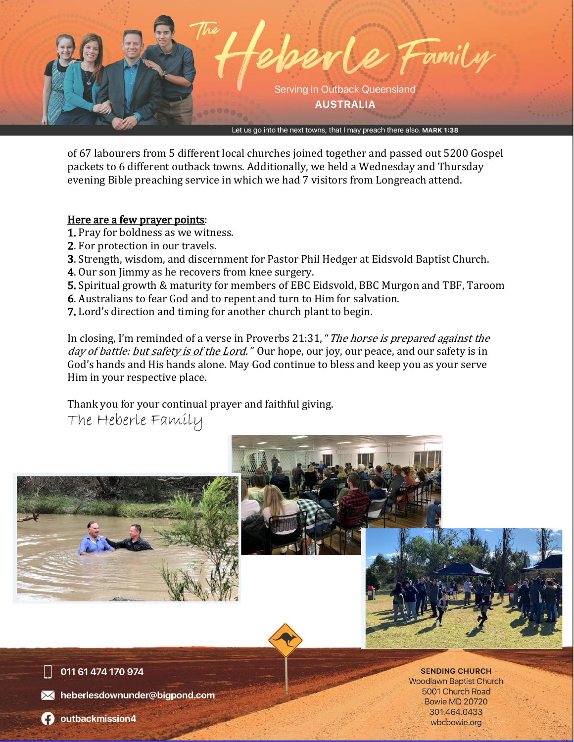# The Heberle Family

Serving in Outback Queensland

**AUSTRALIA**

Let us go into the next towns, that I may preach there also. **MARK 1:38**

of 67 labourers from 5 different local churches joined together and passed out 5200 Gospel packets to 6 different outback towns. Additionally, we held a Wednesday and Thursday evening Bible preaching service in which we had 7 visitors from Longreach attend.

**Here are a few prayer points**:

**1.** Pray for boldness as we witness.
**2.** For protection in our travels.
**3.** Strength, wisdom, and discernment for Pastor Phil Hedger at Eidsvold Baptist Church.
**4.** Our son Jimmy as he recovers from knee surgery.
**5.** Spiritual growth & maturity for members of EBC Eidsvold, BBC Murgon and TBF, Taroom
**6.** Australians to fear God and to repent and turn to Him for salvation.
**7.** Lord's direction and timing for another church plant to begin.

In closing, I'm reminded of a verse in Proverbs 21:31, "*The horse is prepared against the day of battle: but safety is of the Lord.*" Our hope, our joy, our peace, and our safety is in God's hands and His hands alone. May God continue to bless and keep you as your serve Him in your respective place.

Thank you for your continual prayer and faithful giving.

The Heberle Family

011 61 474 170 974

heberlesdownunder@bigpond.com

outbackmission4

**SENDING CHURCH**
Woodlawn Baptist Church
5001 Church Road
Bowie MD 20720
301.464.0433
wbcbowie.org